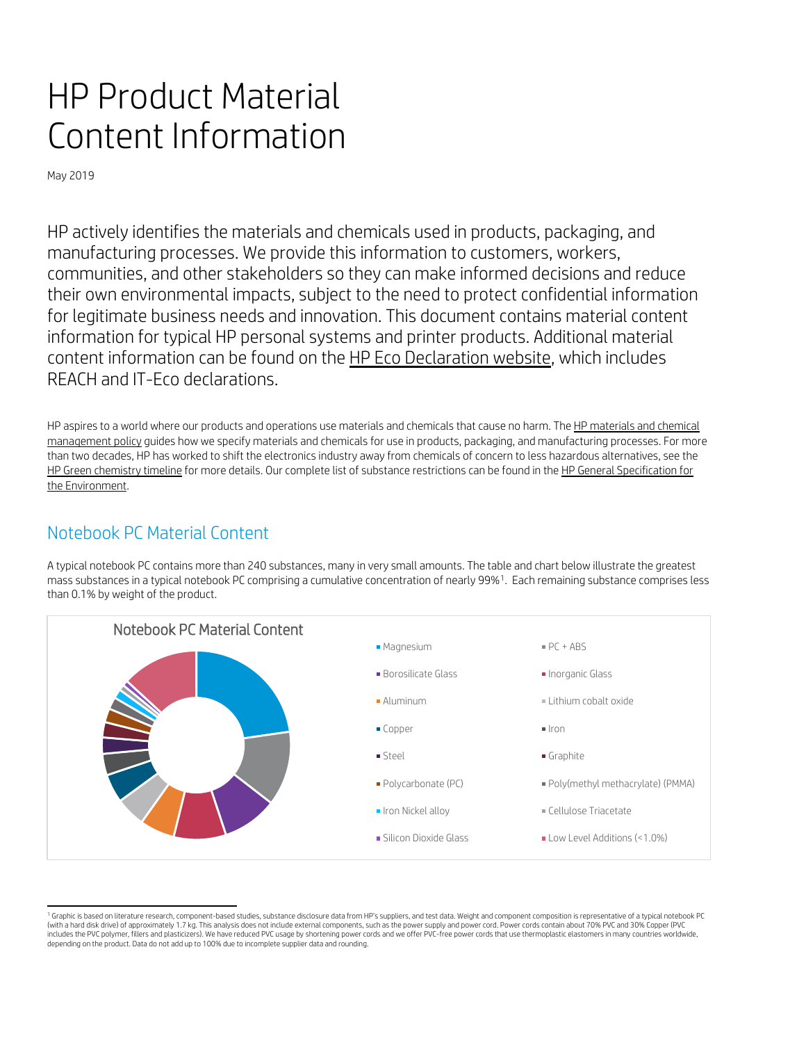# HP Product Material Content Information

May 2019

HP actively identifies the materials and chemicals used in products, packaging, and manufacturing processes. We provide this information to customers, workers, communities, and other stakeholders so they can make informed decisions and reduce their own environmental impacts, subject to the need to protect confidential information for legitimate business needs and innovation. This document contains material content information for typical HP personal systems and printer products. Additional material content information can be found on the HP Eco Declaration website, which includes REACH and IT-Eco declarations.

HP aspires to a world where our products and operations use materials and chemicals that cause no harm. The HP materials and chemical management policy guides how we specify materials and chemicals for use in products, packaging, and manufacturing processes. For more than two decades, HP has worked to shift the electronics industry away from chemicals of concern to less hazardous alternatives, see the HP Green chemistry timeline for more details. Our complete list of substance restrictions can be found in the HP General Specification for the Environment.

## Notebook PC Material Content

A typical notebook PC contains more than 240 substances, many in very small amounts. The table and chart below illustrate the greatest mass substances in a typical notebook PC comprising a cumulative concentration of nearly 99%[1]. Each remaining substance comprises less than 0.1% by weight of the product.

Notebook PC Material Content

- Magnesium
- PC + ABS
- Borosilicate Glass
- Inorganic Glass
- Aluminum
- Lithium cobalt oxide
- Copper
- Iron
- Steel
- Graphite
- Polycarbonate (PC)
- Poly(methyl methacrylate) (PMMA)
- Iron Nickel alloy
- Cellulose Triacetate
- Silicon Dioxide Glass
- Low Level Additions (<1.0%)

[1] Graphic is based on literature research, component-based studies, substance disclosure data from HP's suppliers, and test data. Weight and component composition is representative of a typical notebook PC (with a hard disk drive) of approximately 1.7 kg. This analysis does not include external components, such as the power supply and power cord. Power cords contain about 70% PVC and 30% Copper (PVC includes the PVC polymer, fillers and plasticizers). We have reduced PVC usage by shortening power cords and we offer PVC-free power cords that use thermoplastic elastomers in many countries worldwide, depending on the product. Data do not add up to 100% due to incomplete supplier data and rounding.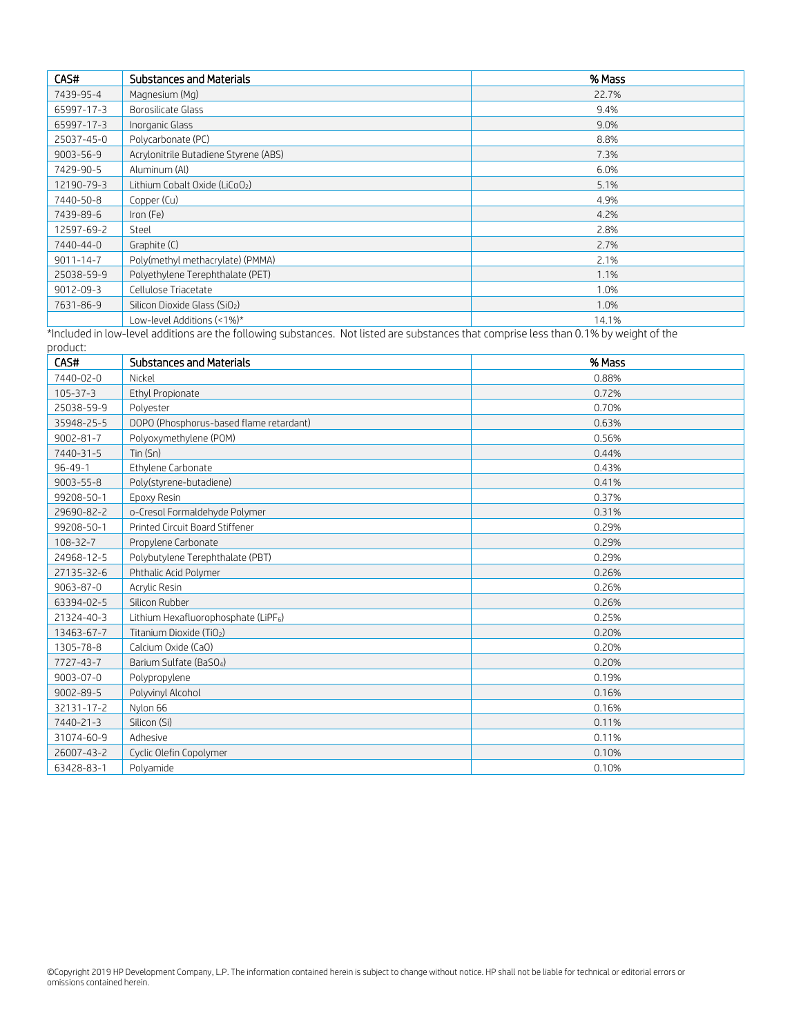| CAS# | Substances and Materials | % Mass |
|---|---|---|
| 7439-95-4 | Magnesium (Mg) | 22.7% |
| 65997-17-3 | Borosilicate Glass | 9.4% |
| 65997-17-3 | Inorganic Glass | 9.0% |
| 25037-45-0 | Polycarbonate (PC) | 8.8% |
| 9003-56-9 | Acrylonitrile Butadiene Styrene (ABS) | 7.3% |
| 7429-90-5 | Aluminum (Al) | 6.0% |
| 12190-79-3 | Lithium Cobalt Oxide ($LiCoO_2$) | 5.1% |
| 7440-50-8 | Copper (Cu) | 4.9% |
| 7439-89-6 | Iron (Fe) | 4.2% |
| 12597-69-2 | Steel | 2.8% |
| 7440-44-0 | Graphite (C) | 2.7% |
| 9011-14-7 | Poly(methyl methacrylate) (PMMA) | 2.1% |
| 25038-59-9 | Polyethylene Terephthalate (PET) | 1.1% |
| 9012-09-3 | Cellulose Triacetate | 1.0% |
| 7631-86-9 | Silicon Dioxide Glass ($SiO_2$) | 1.0% |
| | Low-level Additions (<1%)* | 14.1% |

*Included in low-level additions are the following substances. Not listed are substances that comprise less than 0.1% by weight of the product:

| CAS# | Substances and Materials | % Mass |
|---|---|---|
| 7440-02-0 | Nickel | 0.88% |
| 105-37-3 | Ethyl Propionate | 0.72% |
| 25038-59-9 | Polyester | 0.70% |
| 35948-25-5 | DOPO (Phosphorus-based flame retardant) | 0.63% |
| 9002-81-7 | Polyoxymethylene (POM) | 0.56% |
| 7440-31-5 | Tin (Sn) | 0.44% |
| 96-49-1 | Ethylene Carbonate | 0.43% |
| 9003-55-8 | Poly(styrene-butadiene) | 0.41% |
| 99208-50-1 | Epoxy Resin | 0.37% |
| 29690-82-2 | o-Cresol Formaldehyde Polymer | 0.31% |
| 99208-50-1 | Printed Circuit Board Stiffener | 0.29% |
| 108-32-7 | Propylene Carbonate | 0.29% |
| 24968-12-5 | Polybutylene Terephthalate (PBT) | 0.29% |
| 27135-32-6 | Phthalic Acid Polymer | 0.26% |
| 9063-87-0 | Acrylic Resin | 0.26% |
| 63394-02-5 | Silicon Rubber | 0.26% |
| 21324-40-3 | Lithium Hexafluorophosphate ($LiPF_6$) | 0.25% |
| 13463-67-7 | Titanium Dioxide ($TiO_2$) | 0.20% |
| 1305-78-8 | Calcium Oxide (CaO) | 0.20% |
| 7727-43-7 | Barium Sulfate ($BaSO_4$) | 0.20% |
| 9003-07-0 | Polypropylene | 0.19% |
| 9002-89-5 | Polyvinyl Alcohol | 0.16% |
| 32131-17-2 | Nylon 66 | 0.16% |
| 7440-21-3 | Silicon (Si) | 0.11% |
| 31074-60-9 | Adhesive | 0.11% |
| 26007-43-2 | Cyclic Olefin Copolymer | 0.10% |
| 63428-83-1 | Polyamide | 0.10% |

©Copyright 2019 HP Development Company, L.P. The information contained herein is subject to change without notice. HP shall not be liable for technical or editorial errors or omissions contained herein.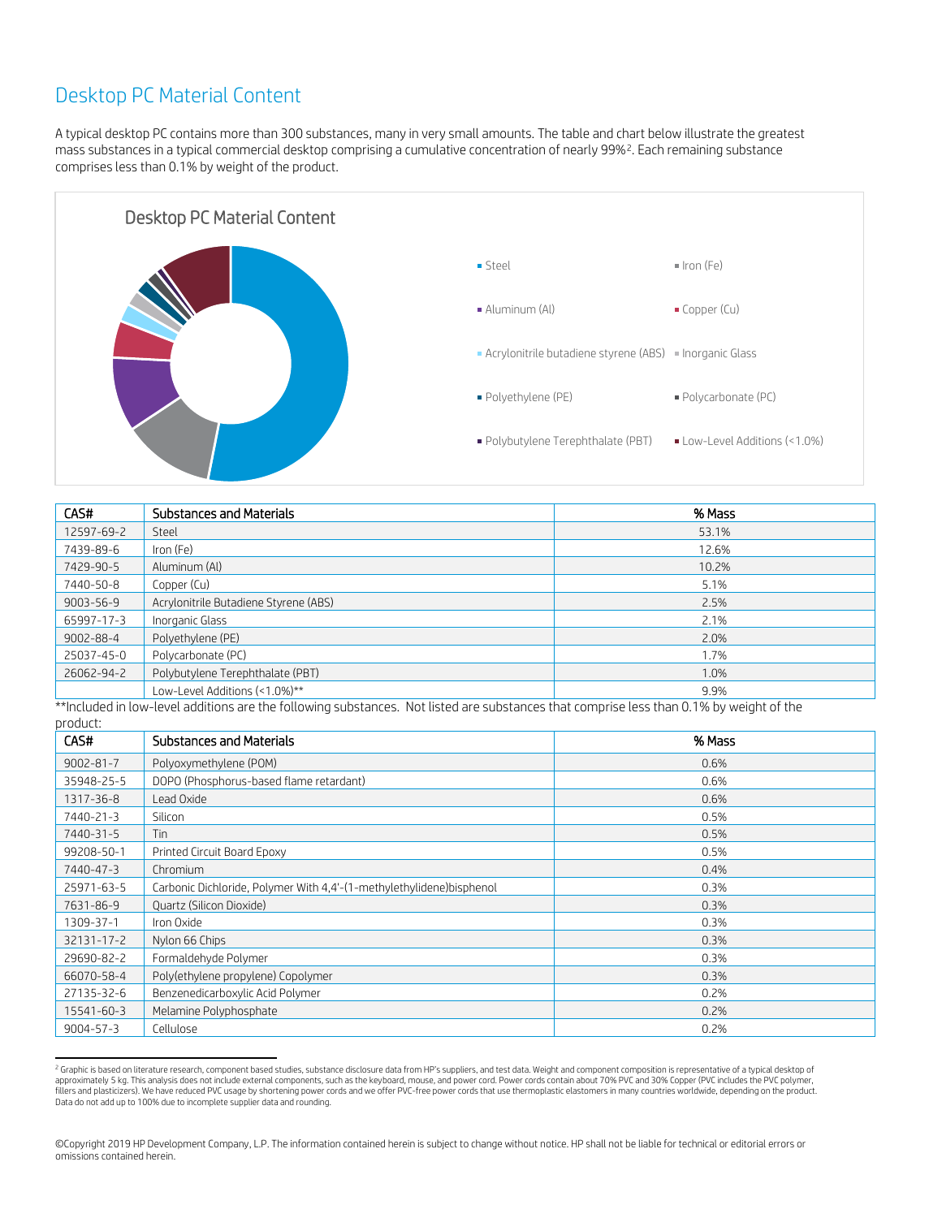## Desktop PC Material Content

A typical desktop PC contains more than 300 substances, many in very small amounts. The table and chart below illustrate the greatest mass substances in a typical commercial desktop comprising a cumulative concentration of nearly 99%[2]. Each remaining substance comprises less than 0.1% by weight of the product.

Desktop PC Material Content

- Steel
- Iron (Fe)
- Aluminum (Al)
- Copper (Cu)
- Acrylonitrile butadiene styrene (ABS)
- Inorganic Glass
- Polyethylene (PE)
- Polycarbonate (PC)
- Polybutylene Terephthalate (PBT)
- Low-Level Additions (<1.0%)

| CAS# | Substances and Materials | % Mass |
|---|---|---|
| 12597-69-2 | Steel | 53.1% |
| 7439-89-6 | Iron (Fe) | 12.6% |
| 7429-90-5 | Aluminum (Al) | 10.2% |
| 7440-50-8 | Copper (Cu) | 5.1% |
| 9003-56-9 | Acrylonitrile Butadiene Styrene (ABS) | 2.5% |
| 65997-17-3 | Inorganic Glass | 2.1% |
| 9002-88-4 | Polyethylene (PE) | 2.0% |
| 25037-45-0 | Polycarbonate (PC) | 1.7% |
| 26062-94-2 | Polybutylene Terephthalate (PBT) | 1.0% |
| | Low-Level Additions (<1.0%)** | 9.9% |

**Included in low-level additions are the following substances. Not listed are substances that comprise less than 0.1% by weight of the product:

| CAS# | Substances and Materials | % Mass |
|---|---|---|
| 9002-81-7 | Polyoxymethylene (POM) | 0.6% |
| 35948-25-5 | DOPO (Phosphorus-based flame retardant) | 0.6% |
| 1317-36-8 | Lead Oxide | 0.6% |
| 7440-21-3 | Silicon | 0.5% |
| 7440-31-5 | Tin | 0.5% |
| 99208-50-1 | Printed Circuit Board Epoxy | 0.5% |
| 7440-47-3 | Chromium | 0.4% |
| 25971-63-5 | Carbonic Dichloride, Polymer With 4,4'-(1-methylethylidene)bisphenol | 0.3% |
| 7631-86-9 | Quartz (Silicon Dioxide) | 0.3% |
| 1309-37-1 | Iron Oxide | 0.3% |
| 32131-17-2 | Nylon 66 Chips | 0.3% |
| 29690-82-2 | Formaldehyde Polymer | 0.3% |
| 66070-58-4 | Poly(ethylene propylene) Copolymer | 0.3% |
| 27135-32-6 | Benzenedicarboxylic Acid Polymer | 0.2% |
| 15541-60-3 | Melamine Polyphosphate | 0.2% |
| 9004-57-3 | Cellulose | 0.2% |

[2] Graphic is based on literature research, component based studies, substance disclosure data from HP's suppliers, and test data. Weight and component composition is representative of a typical desktop of approximately 5 kg. This analysis does not include external components, such as the keyboard, mouse, and power cord. Power cords contain about 70% PVC and 30% Copper (PVC includes the PVC polymer, fillers and plasticizers). We have reduced PVC usage by shortening power cords and we offer PVC-free power cords that use thermoplastic elastomers in many countries worldwide, depending on the product. Data do not add up to 100% due to incomplete supplier data and rounding.

©Copyright 2019 HP Development Company, L.P. The information contained herein is subject to change without notice. HP shall not be liable for technical or editorial errors or omissions contained herein.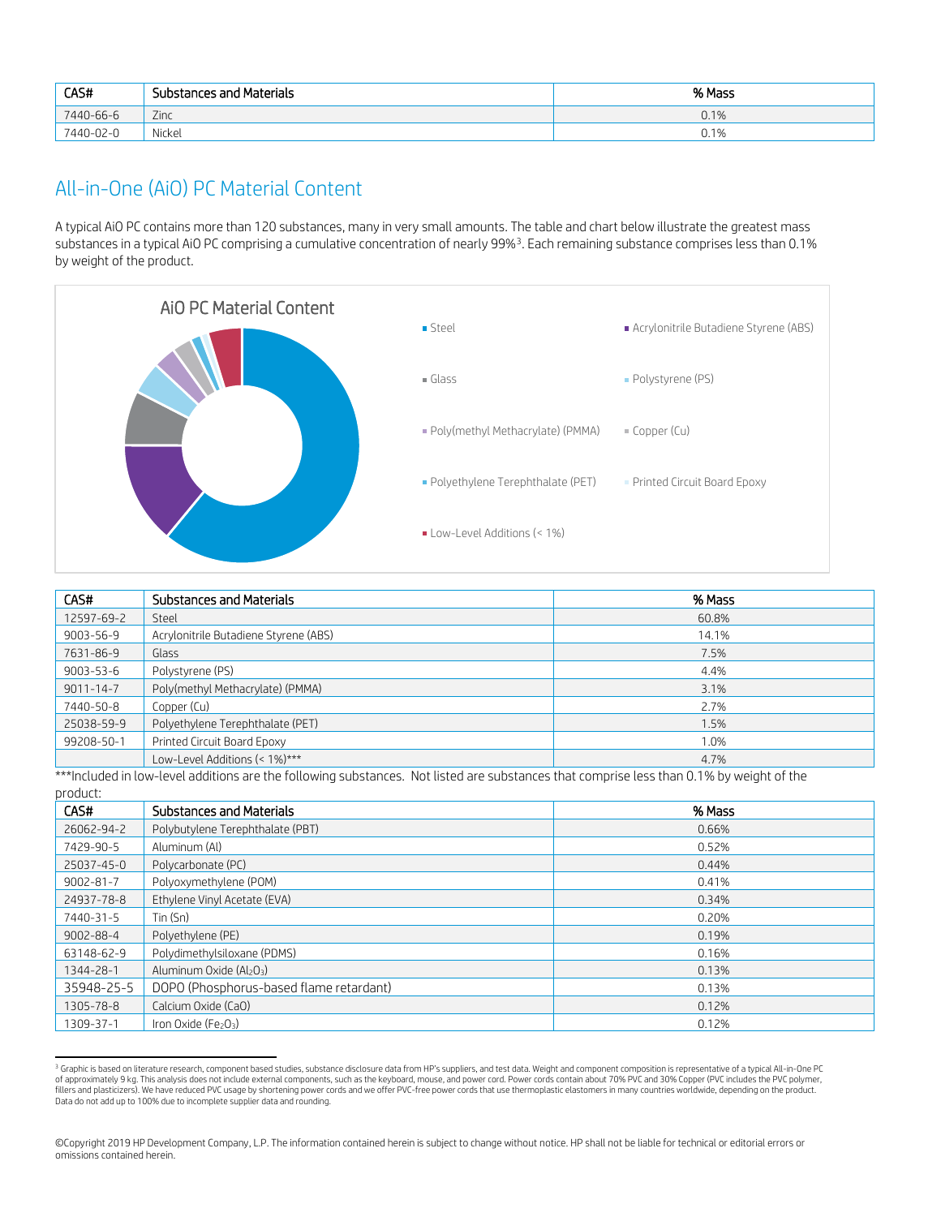| CAS# | Substances and Materials | % Mass |
|---|---|---|
| 7440-66-6 | Zinc | 0.1% |
| 7440-02-0 | Nickel | 0.1% |

## All-in-One (AiO) PC Material Content

A typical AiO PC contains more than 120 substances, many in very small amounts. The table and chart below illustrate the greatest mass substances in a typical AiO PC comprising a cumulative concentration of nearly 99%[3]. Each remaining substance comprises less than 0.1% by weight of the product.

AiO PC Material Content

- Steel
- Acrylonitrile Butadiene Styrene (ABS)
- Glass
- Polystyrene (PS)
- Poly(methyl Methacrylate) (PMMA)
- Copper (Cu)
- Polyethylene Terephthalate (PET)
- Printed Circuit Board Epoxy
- Low-Level Additions (< 1%)

| CAS# | Substances and Materials | % Mass |
|---|---|---|
| 12597-69-2 | Steel | 60.8% |
| 9003-56-9 | Acrylonitrile Butadiene Styrene (ABS) | 14.1% |
| 7631-86-9 | Glass | 7.5% |
| 9003-53-6 | Polystyrene (PS) | 4.4% |
| 9011-14-7 | Poly(methyl Methacrylate) (PMMA) | 3.1% |
| 7440-50-8 | Copper (Cu) | 2.7% |
| 25038-59-9 | Polyethylene Terephthalate (PET) | 1.5% |
| 99208-50-1 | Printed Circuit Board Epoxy | 1.0% |
| | Low-Level Additions (< 1%)*** | 4.7% |

***Included in low-level additions are the following substances. Not listed are substances that comprise less than 0.1% by weight of the product:

| CAS# | Substances and Materials | % Mass |
|---|---|---|
| 26062-94-2 | Polybutylene Terephthalate (PBT) | 0.66% |
| 7429-90-5 | Aluminum (Al) | 0.52% |
| 25037-45-0 | Polycarbonate (PC) | 0.44% |
| 9002-81-7 | Polyoxymethylene (POM) | 0.41% |
| 24937-78-8 | Ethylene Vinyl Acetate (EVA) | 0.34% |
| 7440-31-5 | Tin (Sn) | 0.20% |
| 9002-88-4 | Polyethylene (PE) | 0.19% |
| 63148-62-9 | Polydimethylsiloxane (PDMS) | 0.16% |
| 1344-28-1 | Aluminum Oxide ($Al_2O_3$) | 0.13% |
| 35948-25-5 | DOPO (Phosphorus-based flame retardant) | 0.13% |
| 1305-78-8 | Calcium Oxide (CaO) | 0.12% |
| 1309-37-1 | Iron Oxide ($Fe_2O_3$) | 0.12% |

[3] Graphic is based on literature research, component based studies, substance disclosure data from HP's suppliers, and test data. Weight and component composition is representative of a typical All-in-One PC of approximately 9 kg. This analysis does not include external components, such as the keyboard, mouse, and power cord. Power cords contain about 70% PVC and 30% Copper (PVC includes the PVC polymer, fillers and plasticizers). We have reduced PVC usage by shortening power cords and we offer PVC-free power cords that use thermoplastic elastomers in many countries worldwide, depending on the product. Data do not add up to 100% due to incomplete supplier data and rounding.

©Copyright 2019 HP Development Company, L.P. The information contained herein is subject to change without notice. HP shall not be liable for technical or editorial errors or omissions contained herein.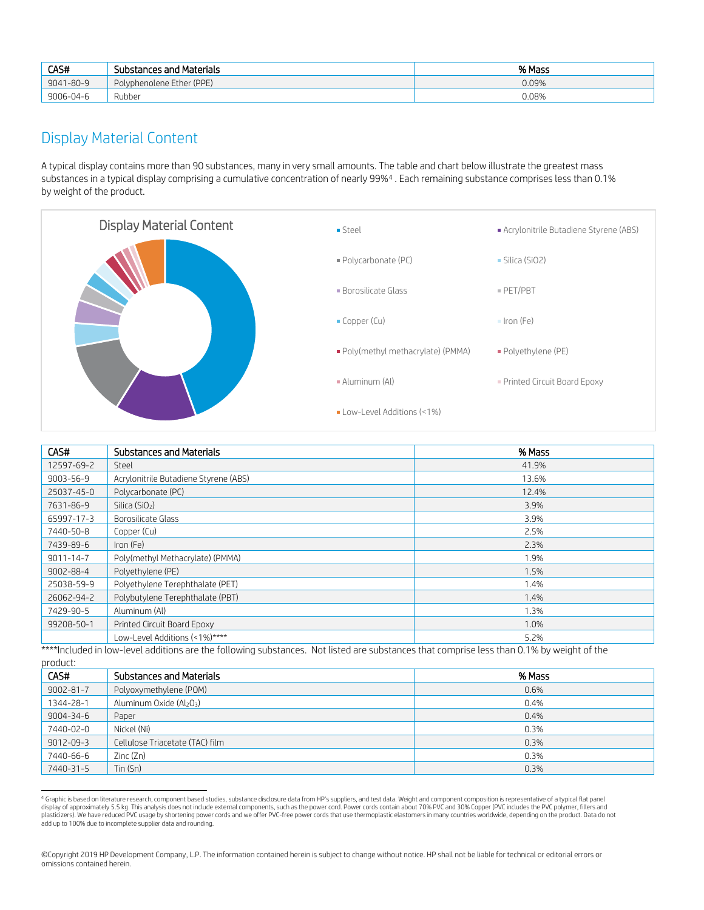| CAS# | Substances and Materials | % Mass |
|---|---|---|
| 9041-80-9 | Polyphenolene Ether (PPE) | 0.09% |
| 9006-04-6 | Rubber | 0.08% |

## Display Material Content

A typical display contains more than 90 substances, many in very small amounts. The table and chart below illustrate the greatest mass substances in a typical display comprising a cumulative concentration of nearly 99%[4]. Each remaining substance comprises less than 0.1% by weight of the product.

Display Material Content

- Steel
- Acrylonitrile Butadiene Styrene (ABS)
- Polycarbonate (PC)
- Silica (SiO2)
- Borosilicate Glass
- PET/PBT
- Copper (Cu)
- Iron (Fe)
- Poly(methyl methacrylate) (PMMA)
- Polyethylene (PE)
- Aluminum (Al)
- Printed Circuit Board Epoxy
- Low-Level Additions (<1%)

| CAS# | Substances and Materials | % Mass |
|---|---|---|
| 12597-69-2 | Steel | 41.9% |
| 9003-56-9 | Acrylonitrile Butadiene Styrene (ABS) | 13.6% |
| 25037-45-0 | Polycarbonate (PC) | 12.4% |
| 7631-86-9 | Silica ($SiO_2$) | 3.9% |
| 65997-17-3 | Borosilicate Glass | 3.9% |
| 7440-50-8 | Copper (Cu) | 2.5% |
| 7439-89-6 | Iron (Fe) | 2.3% |
| 9011-14-7 | Poly(methyl Methacrylate) (PMMA) | 1.9% |
| 9002-88-4 | Polyethylene (PE) | 1.5% |
| 25038-59-9 | Polyethylene Terephthalate (PET) | 1.4% |
| 26062-94-2 | Polybutylene Terephthalate (PBT) | 1.4% |
| 7429-90-5 | Aluminum (Al) | 1.3% |
| 99208-50-1 | Printed Circuit Board Epoxy | 1.0% |
| | Low-Level Additions (<1%)**** | 5.2% |

****Included in low-level additions are the following substances. Not listed are substances that comprise less than 0.1% by weight of the product:

| CAS# | Substances and Materials | % Mass |
|---|---|---|
| 9002-81-7 | Polyoxymethylene (POM) | 0.6% |
| 1344-28-1 | Aluminum Oxide ($Al_2O_3$) | 0.4% |
| 9004-34-6 | Paper | 0.4% |
| 7440-02-0 | Nickel (Ni) | 0.3% |
| 9012-09-3 | Cellulose Triacetate (TAC) film | 0.3% |
| 7440-66-6 | Zinc (Zn) | 0.3% |
| 7440-31-5 | Tin (Sn) | 0.3% |

[4] Graphic is based on literature research, component based studies, substance disclosure data from HP's suppliers, and test data. Weight and component composition is representative of a typical flat panel display of approximately 5.5 kg. This analysis does not include external components, such as the power cord. Power cords contain about 70% PVC and 30% Copper (PVC includes the PVC polymer, fillers and plasticizers). We have reduced PVC usage by shortening power cords and we offer PVC-free power cords that use thermoplastic elastomers in many countries worldwide, depending on the product. Data do not add up to 100% due to incomplete supplier data and rounding.

©Copyright 2019 HP Development Company, L.P. The information contained herein is subject to change without notice. HP shall not be liable for technical or editorial errors or omissions contained herein.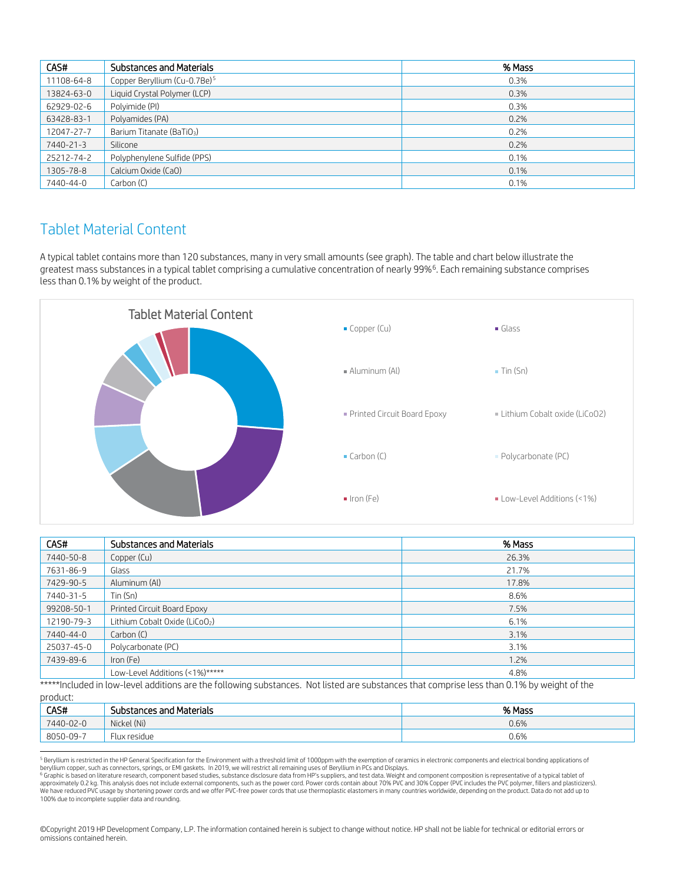| CAS# | Substances and Materials | % Mass |
|---|---|---|
| 11108-64-8 | Copper Beryllium (Cu-0.7Be)[5] | 0.3% |
| 13824-63-0 | Liquid Crystal Polymer (LCP) | 0.3% |
| 62929-02-6 | Polyimide (PI) | 0.3% |
| 63428-83-1 | Polyamides (PA) | 0.2% |
| 12047-27-7 | Barium Titanate ($BaTiO_3$) | 0.2% |
| 7440-21-3 | Silicone | 0.2% |
| 25212-74-2 | Polyphenylene Sulfide (PPS) | 0.1% |
| 1305-78-8 | Calcium Oxide (CaO) | 0.1% |
| 7440-44-0 | Carbon (C) | 0.1% |

## Tablet Material Content

A typical tablet contains more than 120 substances, many in very small amounts (see graph). The table and chart below illustrate the greatest mass substances in a typical tablet comprising a cumulative concentration of nearly 99%[6]. Each remaining substance comprises less than 0.1% by weight of the product.

Tablet Material Content

- Copper (Cu)
- Glass
- Aluminum (Al)
- Tin (Sn)
- Printed Circuit Board Epoxy
- Lithium Cobalt oxide (LiCoO2)
- Carbon (C)
- Polycarbonate (PC)
- Iron (Fe)
- Low-Level Additions (<1%)

| CAS# | Substances and Materials | % Mass |
|---|---|---|
| 7440-50-8 | Copper (Cu) | 26.3% |
| 7631-86-9 | Glass | 21.7% |
| 7429-90-5 | Aluminum (Al) | 17.8% |
| 7440-31-5 | Tin (Sn) | 8.6% |
| 99208-50-1 | Printed Circuit Board Epoxy | 7.5% |
| 12190-79-3 | Lithium Cobalt Oxide ($LiCoO_2$) | 6.1% |
| 7440-44-0 | Carbon (C) | 3.1% |
| 25037-45-0 | Polycarbonate (PC) | 3.1% |
| 7439-89-6 | Iron (Fe) | 1.2% |
| | Low-Level Additions (<1%)***** | 4.8% |

*****Included in low-level additions are the following substances. Not listed are substances that comprise less than 0.1% by weight of the product:

| CAS# | Substances and Materials | % Mass |
|---|---|---|
| 7440-02-0 | Nickel (Ni) | 0.6% |
| 8050-09-7 | Flux residue | 0.6% |

[5] Beryllium is restricted in the HP General Specification for the Environment with a threshold limit of 1000ppm with the exemption of ceramics in electronic components and electrical bonding applications of beryllium copper, such as connectors, springs, or EMI gaskets. In 2019, we will restrict all remaining uses of Beryllium in PCs and Displays.

[6] Graphic is based on literature research, component based studies, substance disclosure data from HP's suppliers, and test data. Weight and component composition is representative of a typical tablet of approximately 0.2 kg. This analysis does not include external components, such as the power cord. Power cords contain about 70% PVC and 30% Copper (PVC includes the PVC polymer, fillers and plasticizers). We have reduced PVC usage by shortening power cords and we offer PVC-free power cords that use thermoplastic elastomers in many countries worldwide, depending on the product. Data do not add up to 100% due to incomplete supplier data and rounding.

©Copyright 2019 HP Development Company, L.P. The information contained herein is subject to change without notice. HP shall not be liable for technical or editorial errors or omissions contained herein.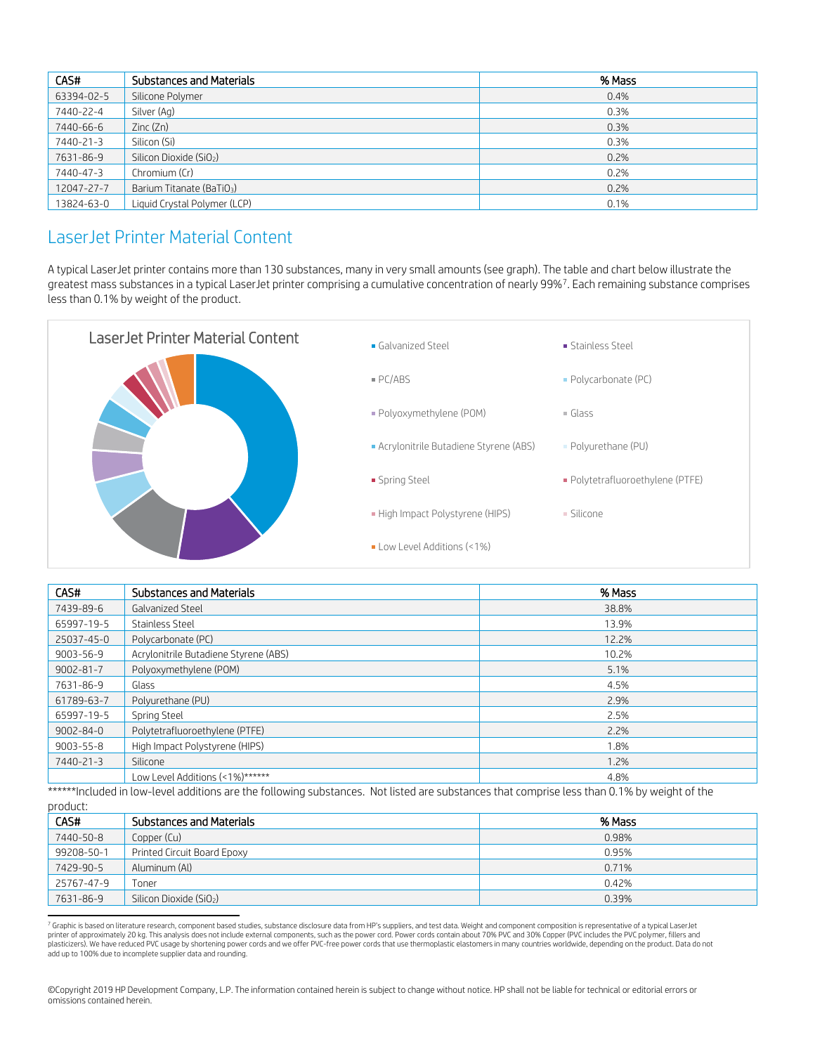| CAS# | Substances and Materials | % Mass |
|---|---|---|
| 63394-02-5 | Silicone Polymer | 0.4% |
| 7440-22-4 | Silver (Ag) | 0.3% |
| 7440-66-6 | Zinc (Zn) | 0.3% |
| 7440-21-3 | Silicon (Si) | 0.3% |
| 7631-86-9 | Silicon Dioxide ($SiO_2$) | 0.2% |
| 7440-47-3 | Chromium (Cr) | 0.2% |
| 12047-27-7 | Barium Titanate ($BaTiO_3$) | 0.2% |
| 13824-63-0 | Liquid Crystal Polymer (LCP) | 0.1% |

## LaserJet Printer Material Content

A typical LaserJet printer contains more than 130 substances, many in very small amounts (see graph). The table and chart below illustrate the greatest mass substances in a typical LaserJet printer comprising a cumulative concentration of nearly 99%[7]. Each remaining substance comprises less than 0.1% by weight of the product.

LaserJet Printer Material Content

- Galvanized Steel
- Stainless Steel
- PC/ABS
- Polycarbonate (PC)
- Polyoxymethylene (POM)
- Glass
- Acrylonitrile Butadiene Styrene (ABS)
- Polyurethane (PU)
- Spring Steel
- Polytetrafluoroethylene (PTFE)
- High Impact Polystyrene (HIPS)
- Silicone
- Low Level Additions (<1%)

| CAS# | Substances and Materials | % Mass |
|---|---|---|
| 7439-89-6 | Galvanized Steel | 38.8% |
| 65997-19-5 | Stainless Steel | 13.9% |
| 25037-45-0 | Polycarbonate (PC) | 12.2% |
| 9003-56-9 | Acrylonitrile Butadiene Styrene (ABS) | 10.2% |
| 9002-81-7 | Polyoxymethylene (POM) | 5.1% |
| 7631-86-9 | Glass | 4.5% |
| 61789-63-7 | Polyurethane (PU) | 2.9% |
| 65997-19-5 | Spring Steel | 2.5% |
| 9002-84-0 | Polytetrafluoroethylene (PTFE) | 2.2% |
| 9003-55-8 | High Impact Polystyrene (HIPS) | 1.8% |
| 7440-21-3 | Silicone | 1.2% |
| | Low Level Additions (<1%)****** | 4.8% |

******Included in low-level additions are the following substances. Not listed are substances that comprise less than 0.1% by weight of the product:

| CAS# | Substances and Materials | % Mass |
|---|---|---|
| 7440-50-8 | Copper (Cu) | 0.98% |
| 99208-50-1 | Printed Circuit Board Epoxy | 0.95% |
| 7429-90-5 | Aluminum (Al) | 0.71% |
| 25767-47-9 | Toner | 0.42% |
| 7631-86-9 | Silicon Dioxide ($SiO_2$) | 0.39% |

[7] Graphic is based on literature research, component based studies, substance disclosure data from HP's suppliers, and test data. Weight and component composition is representative of a typical LaserJet printer of approximately 20 kg. This analysis does not include external components, such as the power cord. Power cords contain about 70% PVC and 30% Copper (PVC includes the PVC polymer, fillers and plasticizers). We have reduced PVC usage by shortening power cords and we offer PVC-free power cords that use thermoplastic elastomers in many countries worldwide, depending on the product. Data do not add up to 100% due to incomplete supplier data and rounding.

©Copyright 2019 HP Development Company, L.P. The information contained herein is subject to change without notice. HP shall not be liable for technical or editorial errors or omissions contained herein.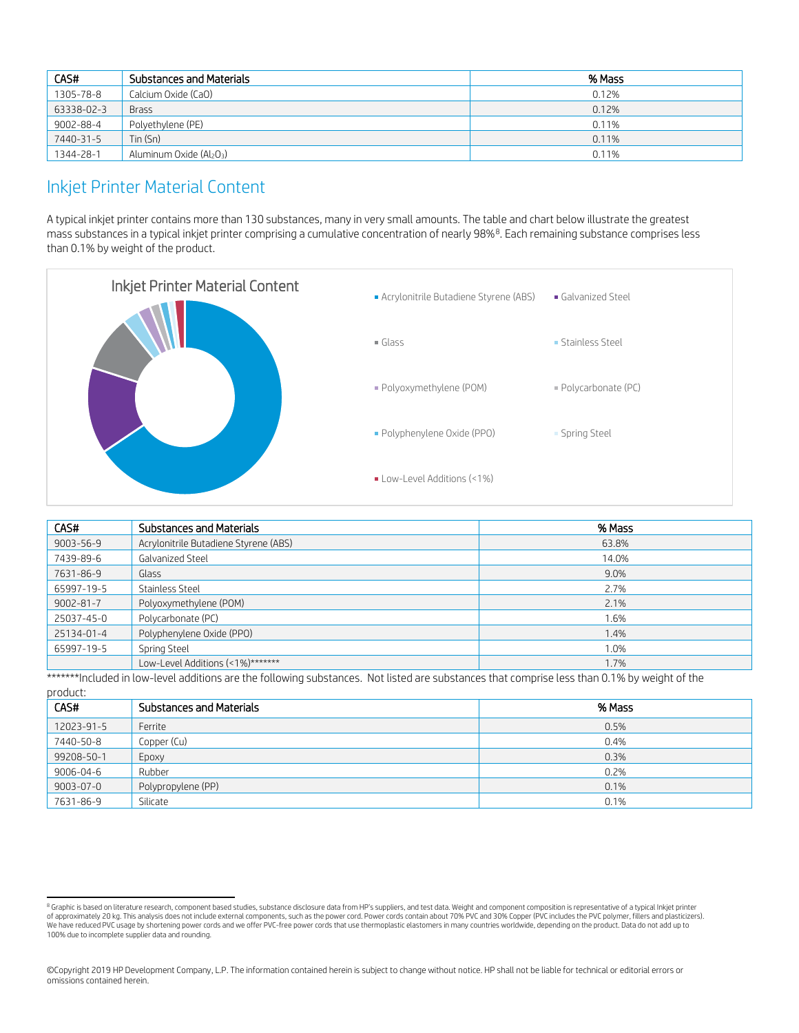| CAS# | Substances and Materials | % Mass |
|---|---|---|
| 1305-78-8 | Calcium Oxide (CaO) | 0.12% |
| 63338-02-3 | Brass | 0.12% |
| 9002-88-4 | Polyethylene (PE) | 0.11% |
| 7440-31-5 | Tin (Sn) | 0.11% |
| 1344-28-1 | Aluminum Oxide ($Al_2O_3$) | 0.11% |

## Inkjet Printer Material Content

A typical inkjet printer contains more than 130 substances, many in very small amounts. The table and chart below illustrate the greatest mass substances in a typical inkjet printer comprising a cumulative concentration of nearly 98%[8]. Each remaining substance comprises less than 0.1% by weight of the product.

Inkjet Printer Material Content

Acrylonitrile Butadiene Styrene (ABS)
Galvanized Steel
Glass
Stainless Steel
Polyoxymethylene (POM)
Polycarbonate (PC)
Polyphenylene Oxide (PPO)
Spring Steel
Low-Level Additions (<1%)

| CAS# | Substances and Materials | % Mass |
|---|---|---|
| 9003-56-9 | Acrylonitrile Butadiene Styrene (ABS) | 63.8% |
| 7439-89-6 | Galvanized Steel | 14.0% |
| 7631-86-9 | Glass | 9.0% |
| 65997-19-5 | Stainless Steel | 2.7% |
| 9002-81-7 | Polyoxymethylene (POM) | 2.1% |
| 25037-45-0 | Polycarbonate (PC) | 1.6% |
| 25134-01-4 | Polyphenylene Oxide (PPO) | 1.4% |
| 65997-19-5 | Spring Steel | 1.0% |
| | Low-Level Additions (<1%)******* | 1.7% |

*******Included in low-level additions are the following substances. Not listed are substances that comprise less than 0.1% by weight of the product:

| CAS# | Substances and Materials | % Mass |
|---|---|---|
| 12023-91-5 | Ferrite | 0.5% |
| 7440-50-8 | Copper (Cu) | 0.4% |
| 99208-50-1 | Epoxy | 0.3% |
| 9006-04-6 | Rubber | 0.2% |
| 9003-07-0 | Polypropylene (PP) | 0.1% |
| 7631-86-9 | Silicate | 0.1% |

[8] Graphic is based on literature research, component based studies, substance disclosure data from HP's suppliers, and test data. Weight and component composition is representative of a typical Inkjet printer of approximately 20 kg. This analysis does not include external components, such as the power cord. Power cords contain about 70% PVC and 30% Copper (PVC includes the PVC polymer, fillers and plasticizers). We have reduced PVC usage by shortening power cords and we offer PVC-free power cords that use thermoplastic elastomers in many countries worldwide, depending on the product. Data do not add up to 100% due to incomplete supplier data and rounding.

©Copyright 2019 HP Development Company, L.P. The information contained herein is subject to change without notice. HP shall not be liable for technical or editorial errors or omissions contained herein.